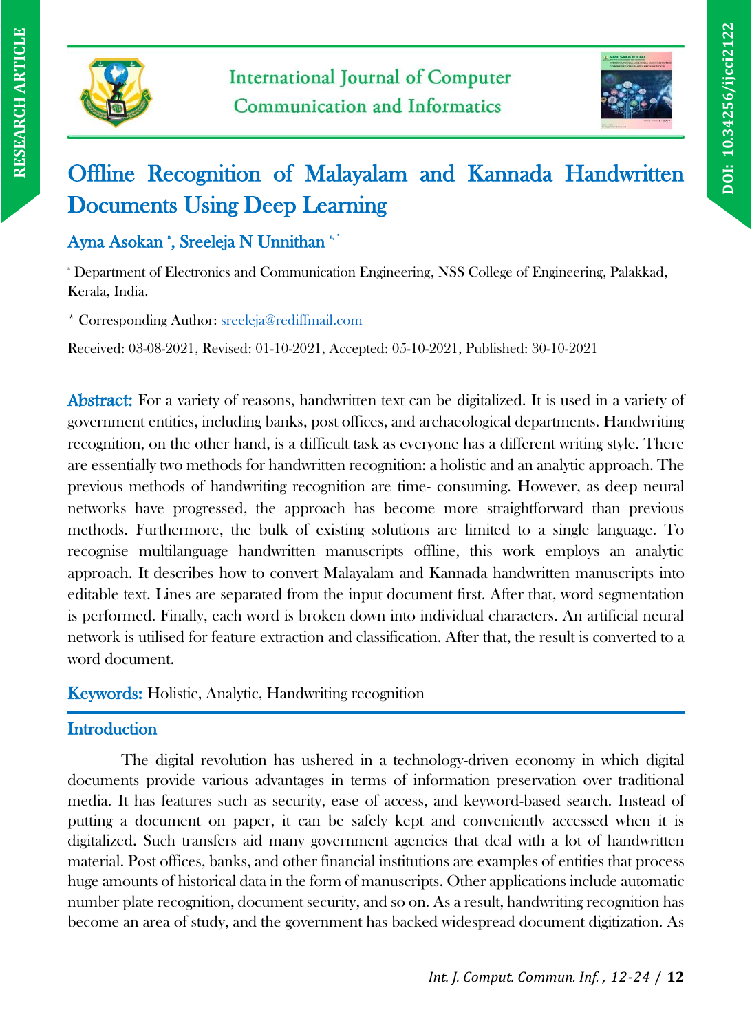# Offline Recognition of Malayalam and Kannada Handwritten Documents Using Deep Learning

**Ayna Asokan [a], Sreeleja N Unnithan [a,*]**

[a] Department of Electronics and Communication Engineering, NSS College of Engineering, Palakkad, Kerala, India.

[*] Corresponding Author: sreeleja@rediffmail.com

Received: 03-08-2021, Revised: 01-10-2021, Accepted: 05-10-2021, Published: 30-10-2021

**Abstract:** For a variety of reasons, handwritten text can be digitalized. It is used in a variety of government entities, including banks, post offices, and archaeological departments. Handwriting recognition, on the other hand, is a difficult task as everyone has a different writing style. There are essentially two methods for handwritten recognition: a holistic and an analytic approach. The previous methods of handwriting recognition are time- consuming. However, as deep neural networks have progressed, the approach has become more straightforward than previous methods. Furthermore, the bulk of existing solutions are limited to a single language. To recognise multilanguage handwritten manuscripts offline, this work employs an analytic approach. It describes how to convert Malayalam and Kannada handwritten manuscripts into editable text. Lines are separated from the input document first. After that, word segmentation is performed. Finally, each word is broken down into individual characters. An artificial neural network is utilised for feature extraction and classification. After that, the result is converted to a word document.

**Keywords:** Holistic, Analytic, Handwriting recognition

## Introduction

The digital revolution has ushered in a technology-driven economy in which digital documents provide various advantages in terms of information preservation over traditional media. It has features such as security, ease of access, and keyword-based search. Instead of putting a document on paper, it can be safely kept and conveniently accessed when it is digitalized. Such transfers aid many government agencies that deal with a lot of handwritten material. Post offices, banks, and other financial institutions are examples of entities that process huge amounts of historical data in the form of manuscripts. Other applications include automatic number plate recognition, document security, and so on. As a result, handwriting recognition has become an area of study, and the government has backed widespread document digitization. As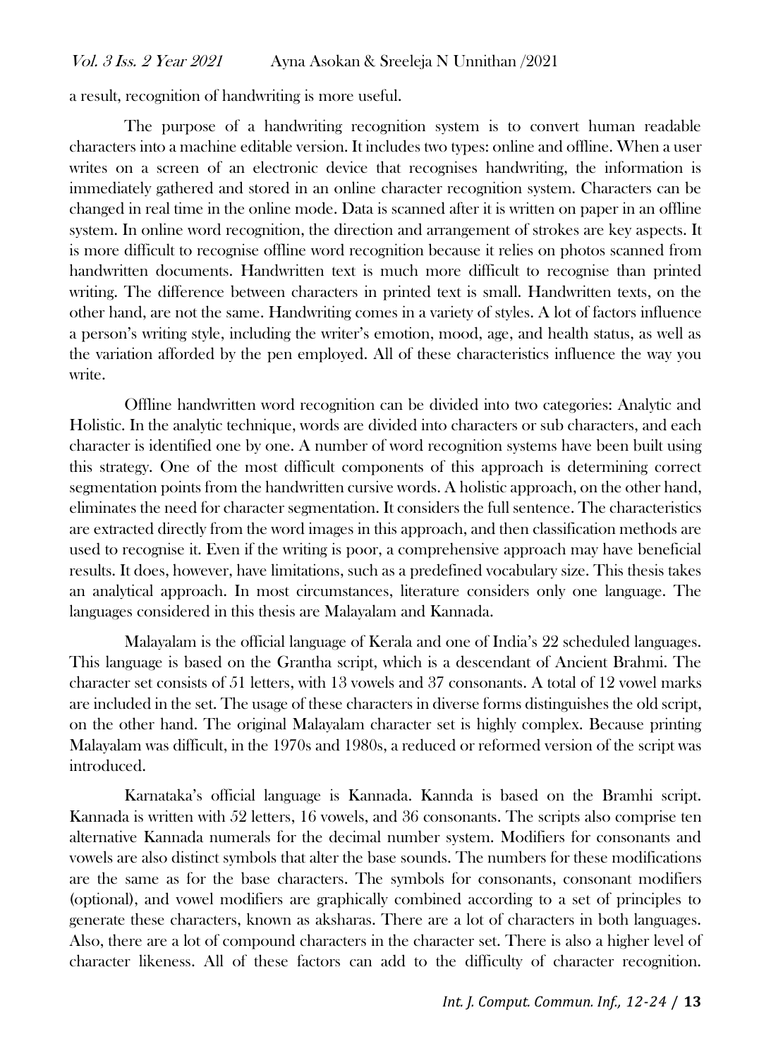a result, recognition of handwriting is more useful.

The purpose of a handwriting recognition system is to convert human readable characters into a machine editable version. It includes two types: online and offline. When a user writes on a screen of an electronic device that recognises handwriting, the information is immediately gathered and stored in an online character recognition system. Characters can be changed in real time in the online mode. Data is scanned after it is written on paper in an offline system. In online word recognition, the direction and arrangement of strokes are key aspects. It is more difficult to recognise offline word recognition because it relies on photos scanned from handwritten documents. Handwritten text is much more difficult to recognise than printed writing. The difference between characters in printed text is small. Handwritten texts, on the other hand, are not the same. Handwriting comes in a variety of styles. A lot of factors influence a person's writing style, including the writer's emotion, mood, age, and health status, as well as the variation afforded by the pen employed. All of these characteristics influence the way you write.

Offline handwritten word recognition can be divided into two categories: Analytic and Holistic. In the analytic technique, words are divided into characters or sub characters, and each character is identified one by one. A number of word recognition systems have been built using this strategy. One of the most difficult components of this approach is determining correct segmentation points from the handwritten cursive words. A holistic approach, on the other hand, eliminates the need for character segmentation. It considers the full sentence. The characteristics are extracted directly from the word images in this approach, and then classification methods are used to recognise it. Even if the writing is poor, a comprehensive approach may have beneficial results. It does, however, have limitations, such as a predefined vocabulary size. This thesis takes an analytical approach. In most circumstances, literature considers only one language. The languages considered in this thesis are Malayalam and Kannada.

Malayalam is the official language of Kerala and one of India's 22 scheduled languages. This language is based on the Grantha script, which is a descendant of Ancient Brahmi. The character set consists of 51 letters, with 13 vowels and 37 consonants. A total of 12 vowel marks are included in the set. The usage of these characters in diverse forms distinguishes the old script, on the other hand. The original Malayalam character set is highly complex. Because printing Malayalam was difficult, in the 1970s and 1980s, a reduced or reformed version of the script was introduced.

Karnataka's official language is Kannada. Kannda is based on the Bramhi script. Kannada is written with 52 letters, 16 vowels, and 36 consonants. The scripts also comprise ten alternative Kannada numerals for the decimal number system. Modifiers for consonants and vowels are also distinct symbols that alter the base sounds. The numbers for these modifications are the same as for the base characters. The symbols for consonants, consonant modifiers (optional), and vowel modifiers are graphically combined according to a set of principles to generate these characters, known as aksharas. There are a lot of characters in both languages. Also, there are a lot of compound characters in the character set. There is also a higher level of character likeness. All of these factors can add to the difficulty of character recognition.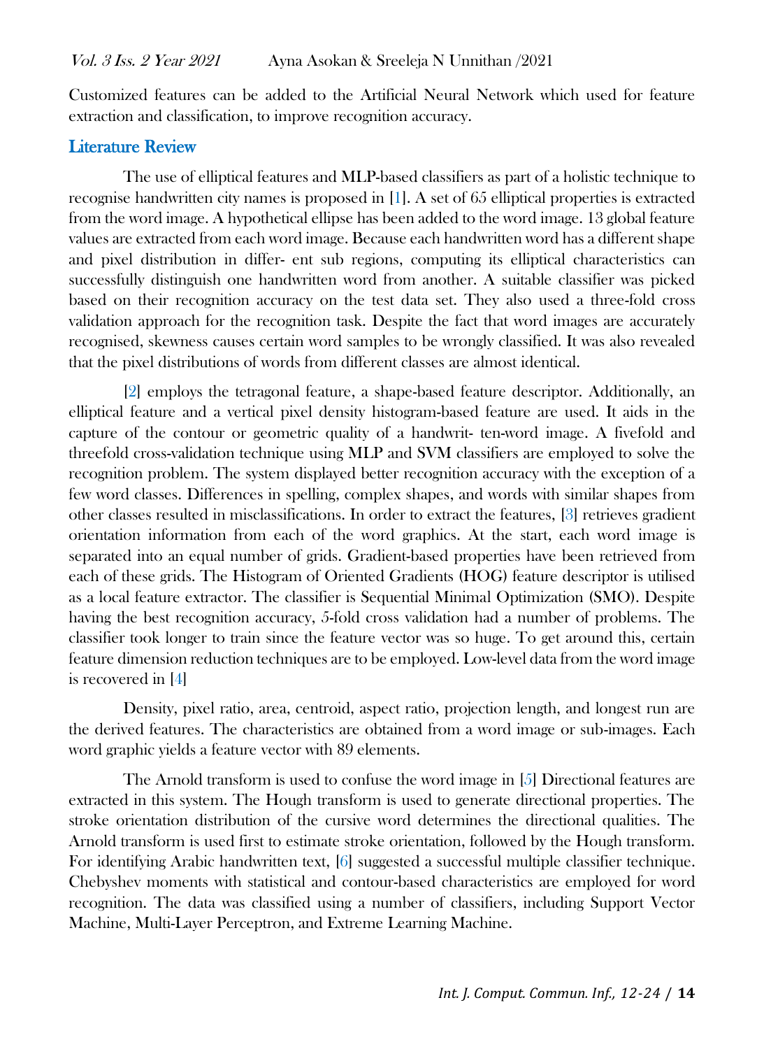Customized features can be added to the Artificial Neural Network which used for feature extraction and classification, to improve recognition accuracy.

## Literature Review

The use of elliptical features and MLP-based classifiers as part of a holistic technique to recognise handwritten city names is proposed in [1]. A set of 65 elliptical properties is extracted from the word image. A hypothetical ellipse has been added to the word image. 13 global feature values are extracted from each word image. Because each handwritten word has a different shape and pixel distribution in differ- ent sub regions, computing its elliptical characteristics can successfully distinguish one handwritten word from another. A suitable classifier was picked based on their recognition accuracy on the test data set. They also used a three-fold cross validation approach for the recognition task. Despite the fact that word images are accurately recognised, skewness causes certain word samples to be wrongly classified. It was also revealed that the pixel distributions of words from different classes are almost identical.

[2] employs the tetragonal feature, a shape-based feature descriptor. Additionally, an elliptical feature and a vertical pixel density histogram-based feature are used. It aids in the capture of the contour or geometric quality of a handwrit- ten-word image. A fivefold and threefold cross-validation technique using MLP and SVM classifiers are employed to solve the recognition problem. The system displayed better recognition accuracy with the exception of a few word classes. Differences in spelling, complex shapes, and words with similar shapes from other classes resulted in misclassifications. In order to extract the features, [3] retrieves gradient orientation information from each of the word graphics. At the start, each word image is separated into an equal number of grids. Gradient-based properties have been retrieved from each of these grids. The Histogram of Oriented Gradients (HOG) feature descriptor is utilised as a local feature extractor. The classifier is Sequential Minimal Optimization (SMO). Despite having the best recognition accuracy, 5-fold cross validation had a number of problems. The classifier took longer to train since the feature vector was so huge. To get around this, certain feature dimension reduction techniques are to be employed. Low-level data from the word image is recovered in [4]

Density, pixel ratio, area, centroid, aspect ratio, projection length, and longest run are the derived features. The characteristics are obtained from a word image or sub-images. Each word graphic yields a feature vector with 89 elements.

The Arnold transform is used to confuse the word image in [5] Directional features are extracted in this system. The Hough transform is used to generate directional properties. The stroke orientation distribution of the cursive word determines the directional qualities. The Arnold transform is used first to estimate stroke orientation, followed by the Hough transform. For identifying Arabic handwritten text, [6] suggested a successful multiple classifier technique. Chebyshev moments with statistical and contour-based characteristics are employed for word recognition. The data was classified using a number of classifiers, including Support Vector Machine, Multi-Layer Perceptron, and Extreme Learning Machine.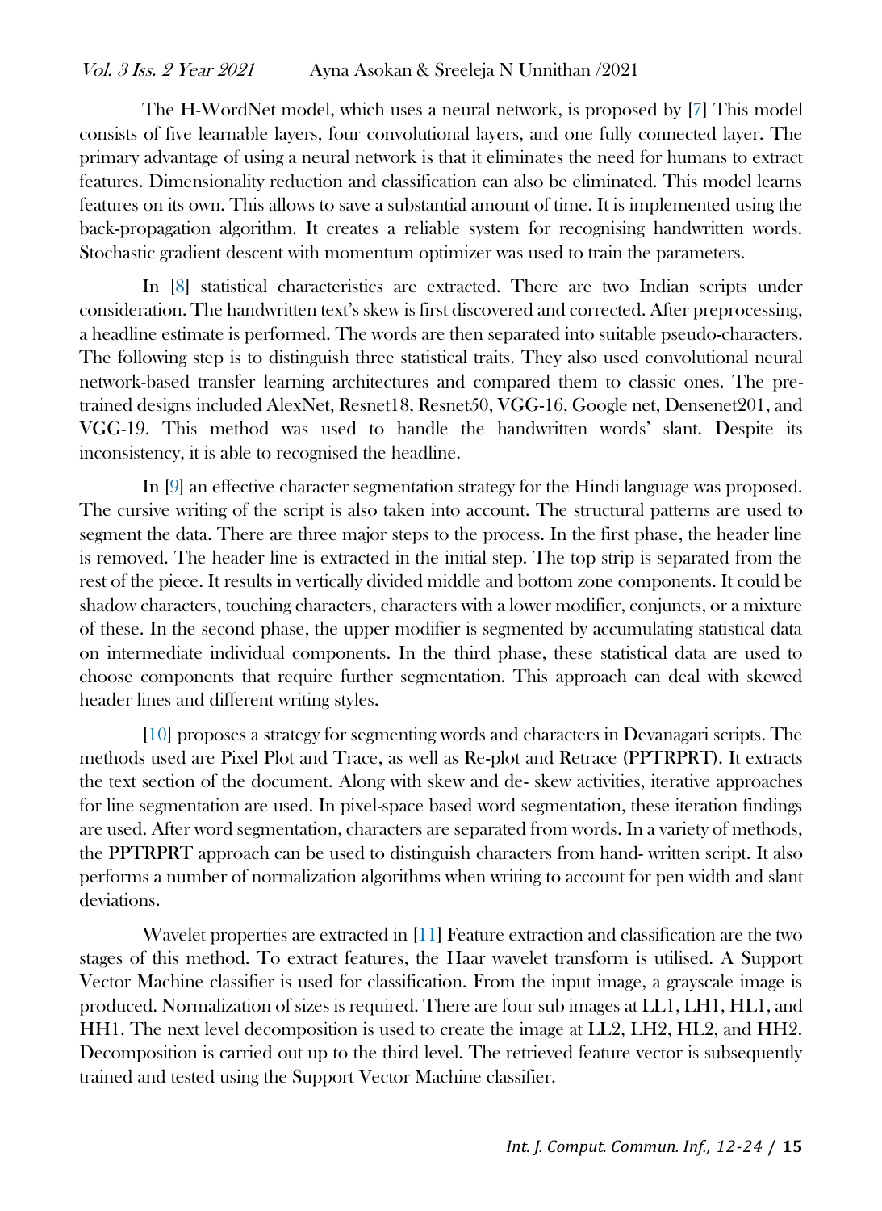The H-WordNet model, which uses a neural network, is proposed by [7] This model consists of five learnable layers, four convolutional layers, and one fully connected layer. The primary advantage of using a neural network is that it eliminates the need for humans to extract features. Dimensionality reduction and classification can also be eliminated. This model learns features on its own. This allows to save a substantial amount of time. It is implemented using the back-propagation algorithm. It creates a reliable system for recognising handwritten words. Stochastic gradient descent with momentum optimizer was used to train the parameters.

In [8] statistical characteristics are extracted. There are two Indian scripts under consideration. The handwritten text's skew is first discovered and corrected. After preprocessing, a headline estimate is performed. The words are then separated into suitable pseudo-characters. The following step is to distinguish three statistical traits. They also used convolutional neural network-based transfer learning architectures and compared them to classic ones. The pre-trained designs included AlexNet, Resnet18, Resnet50, VGG-16, Google net, Densenet201, and VGG-19. This method was used to handle the handwritten words' slant. Despite its inconsistency, it is able to recognised the headline.

In [9] an effective character segmentation strategy for the Hindi language was proposed. The cursive writing of the script is also taken into account. The structural patterns are used to segment the data. There are three major steps to the process. In the first phase, the header line is removed. The header line is extracted in the initial step. The top strip is separated from the rest of the piece. It results in vertically divided middle and bottom zone components. It could be shadow characters, touching characters, characters with a lower modifier, conjuncts, or a mixture of these. In the second phase, the upper modifier is segmented by accumulating statistical data on intermediate individual components. In the third phase, these statistical data are used to choose components that require further segmentation. This approach can deal with skewed header lines and different writing styles.

[10] proposes a strategy for segmenting words and characters in Devanagari scripts. The methods used are Pixel Plot and Trace, as well as Re-plot and Retrace (PPTRPRT). It extracts the text section of the document. Along with skew and de- skew activities, iterative approaches for line segmentation are used. In pixel-space based word segmentation, these iteration findings are used. After word segmentation, characters are separated from words. In a variety of methods, the PPTRPRT approach can be used to distinguish characters from hand- written script. It also performs a number of normalization algorithms when writing to account for pen width and slant deviations.

Wavelet properties are extracted in [11] Feature extraction and classification are the two stages of this method. To extract features, the Haar wavelet transform is utilised. A Support Vector Machine classifier is used for classification. From the input image, a grayscale image is produced. Normalization of sizes is required. There are four sub images at LL1, LH1, HL1, and HH1. The next level decomposition is used to create the image at LL2, LH2, HL2, and HH2. Decomposition is carried out up to the third level. The retrieved feature vector is subsequently trained and tested using the Support Vector Machine classifier.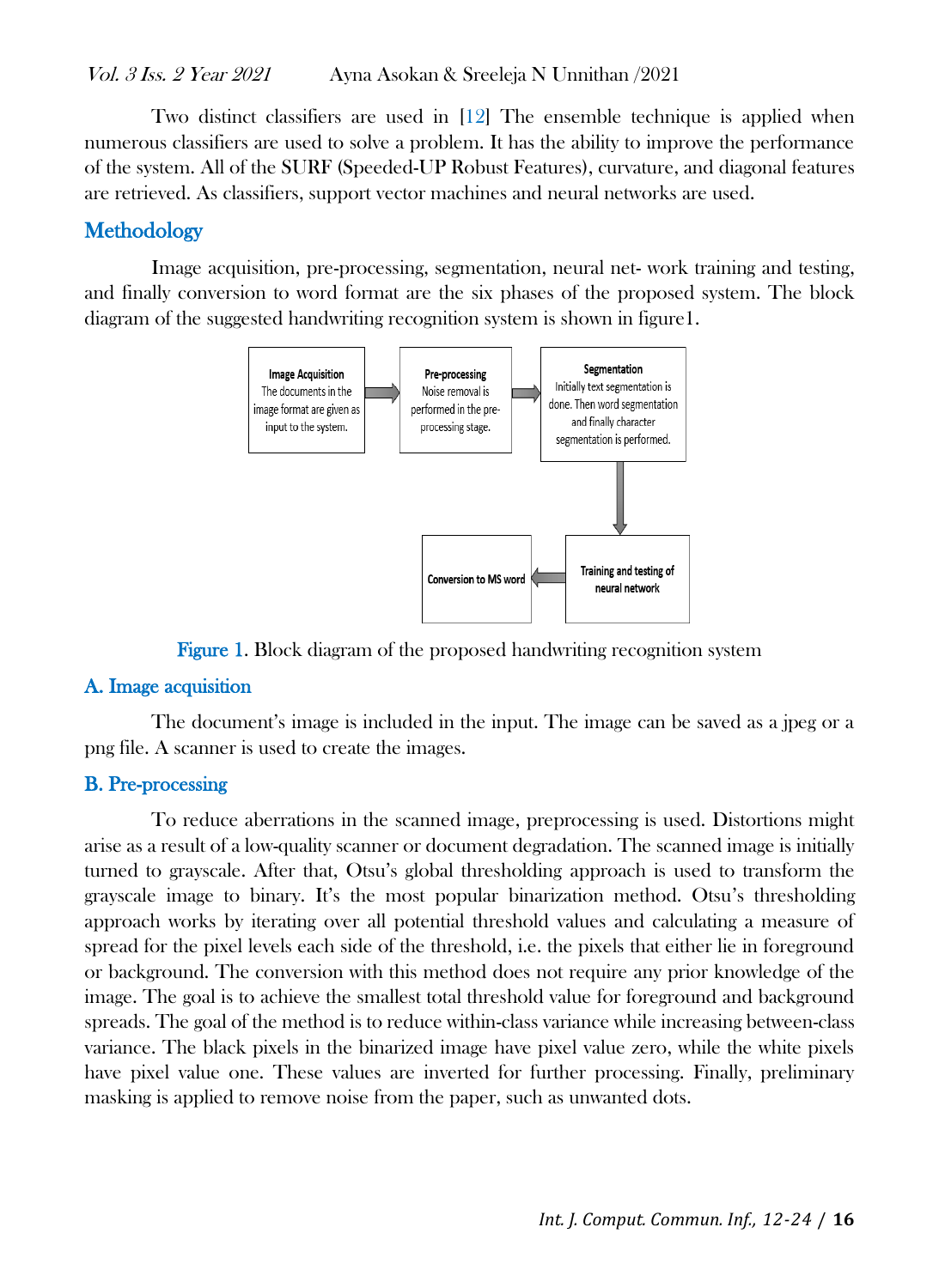Two distinct classifiers are used in [12] The ensemble technique is applied when numerous classifiers are used to solve a problem. It has the ability to improve the performance of the system. All of the SURF (Speeded-UP Robust Features), curvature, and diagonal features are retrieved. As classifiers, support vector machines and neural networks are used.

## Methodology

Image acquisition, pre-processing, segmentation, neural net- work training and testing, and finally conversion to word format are the six phases of the proposed system. The block diagram of the suggested handwriting recognition system is shown in figure1.

**Image Acquisition** The documents in the image format are given as input to the system. → **Pre-processing** Noise removal is performed in the pre-processing stage. → **Segmentation** Initially text segmentation is done. Then word segmentation and finally character segmentation is performed. → **Training and testing of neural network** → **Conversion to MS word**

Figure 1. Block diagram of the proposed handwriting recognition system

### A. Image acquisition

The document's image is included in the input. The image can be saved as a jpeg or a png file. A scanner is used to create the images.

### B. Pre-processing

To reduce aberrations in the scanned image, preprocessing is used. Distortions might arise as a result of a low-quality scanner or document degradation. The scanned image is initially turned to grayscale. After that, Otsu's global thresholding approach is used to transform the grayscale image to binary. It's the most popular binarization method. Otsu's thresholding approach works by iterating over all potential threshold values and calculating a measure of spread for the pixel levels each side of the threshold, i.e. the pixels that either lie in foreground or background. The conversion with this method does not require any prior knowledge of the image. The goal is to achieve the smallest total threshold value for foreground and background spreads. The goal of the method is to reduce within-class variance while increasing between-class variance. The black pixels in the binarized image have pixel value zero, while the white pixels have pixel value one. These values are inverted for further processing. Finally, preliminary masking is applied to remove noise from the paper, such as unwanted dots.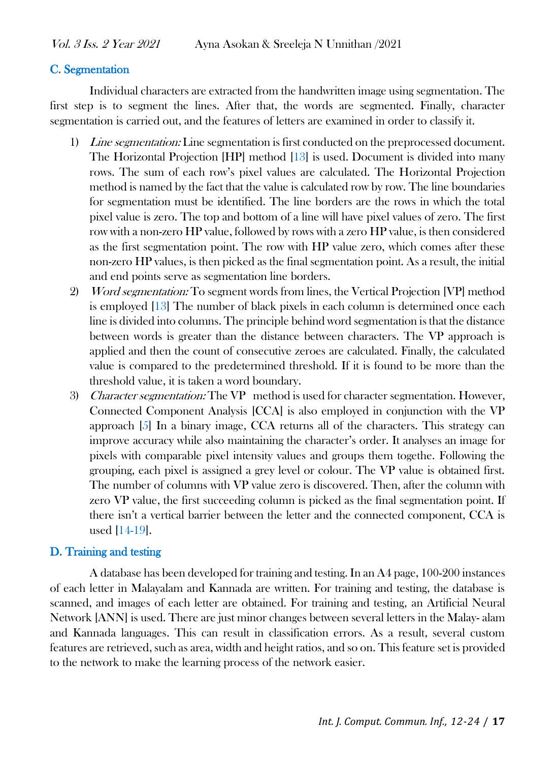### C. Segmentation

Individual characters are extracted from the handwritten image using segmentation. The first step is to segment the lines. After that, the words are segmented. Finally, character segmentation is carried out, and the features of letters are examined in order to classify it.

1) *Line segmentation:* Line segmentation is first conducted on the preprocessed document. The Horizontal Projection [HP] method [13] is used. Document is divided into many rows. The sum of each row's pixel values are calculated. The Horizontal Projection method is named by the fact that the value is calculated row by row. The line boundaries for segmentation must be identified. The line borders are the rows in which the total pixel value is zero. The top and bottom of a line will have pixel values of zero. The first row with a non-zero HP value, followed by rows with a zero HP value, is then considered as the first segmentation point. The row with HP value zero, which comes after these non-zero HP values, is then picked as the final segmentation point. As a result, the initial and end points serve as segmentation line borders.
2) *Word segmentation:* To segment words from lines, the Vertical Projection [VP] method is employed [13] The number of black pixels in each column is determined once each line is divided into columns. The principle behind word segmentation is that the distance between words is greater than the distance between characters. The VP approach is applied and then the count of consecutive zeroes are calculated. Finally, the calculated value is compared to the predetermined threshold. If it is found to be more than the threshold value, it is taken a word boundary.
3) *Character segmentation:* The VP method is used for character segmentation. However, Connected Component Analysis [CCA] is also employed in conjunction with the VP approach [5] In a binary image, CCA returns all of the characters. This strategy can improve accuracy while also maintaining the character's order. It analyses an image for pixels with comparable pixel intensity values and groups them togethe. Following the grouping, each pixel is assigned a grey level or colour. The VP value is obtained first. The number of columns with VP value zero is discovered. Then, after the column with zero VP value, the first succeeding column is picked as the final segmentation point. If there isn't a vertical barrier between the letter and the connected component, CCA is used [14-19].

### D. Training and testing

A database has been developed for training and testing. In an A4 page, 100-200 instances of each letter in Malayalam and Kannada are written. For training and testing, the database is scanned, and images of each letter are obtained. For training and testing, an Artificial Neural Network [ANN] is used. There are just minor changes between several letters in the Malay- alam and Kannada languages. This can result in classification errors. As a result, several custom features are retrieved, such as area, width and height ratios, and so on. This feature set is provided to the network to make the learning process of the network easier.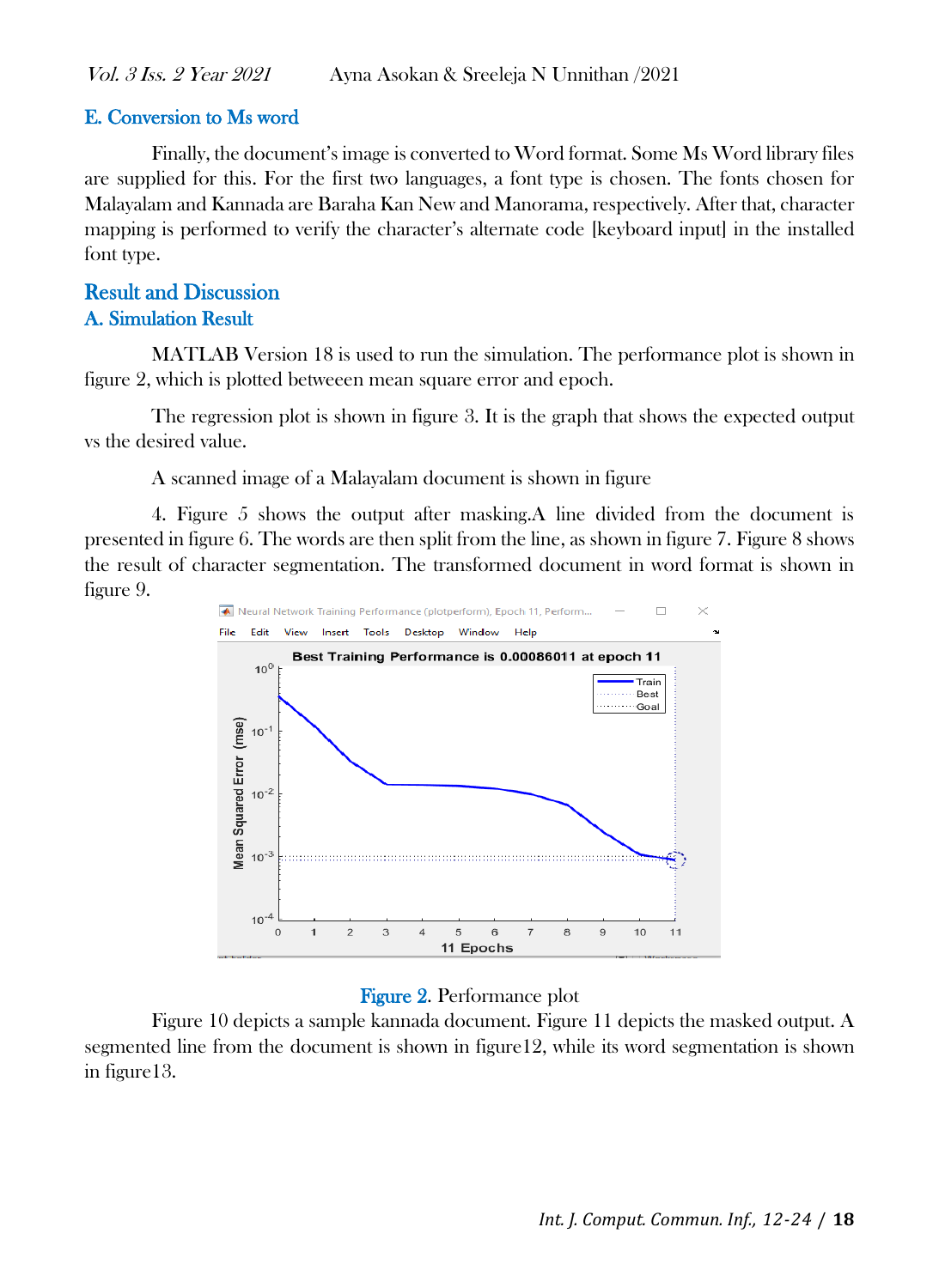### E. Conversion to Ms word

Finally, the document's image is converted to Word format. Some Ms Word library files are supplied for this. For the first two languages, a font type is chosen. The fonts chosen for Malayalam and Kannada are Baraha Kan New and Manorama, respectively. After that, character mapping is performed to verify the character's alternate code [keyboard input] in the installed font type.

## Result and Discussion

### A. Simulation Result

MATLAB Version 18 is used to run the simulation. The performance plot is shown in figure 2, which is plotted betweeen mean square error and epoch.

The regression plot is shown in figure 3. It is the graph that shows the expected output vs the desired value.

A scanned image of a Malayalam document is shown in figure

4. Figure 5 shows the output after masking.A line divided from the document is presented in figure 6. The words are then split from the line, as shown in figure 7. Figure 8 shows the result of character segmentation. The transformed document in word format is shown in figure 9.

Figure 2. Performance plot

Figure 10 depicts a sample kannada document. Figure 11 depicts the masked output. A segmented line from the document is shown in figure12, while its word segmentation is shown in figure13.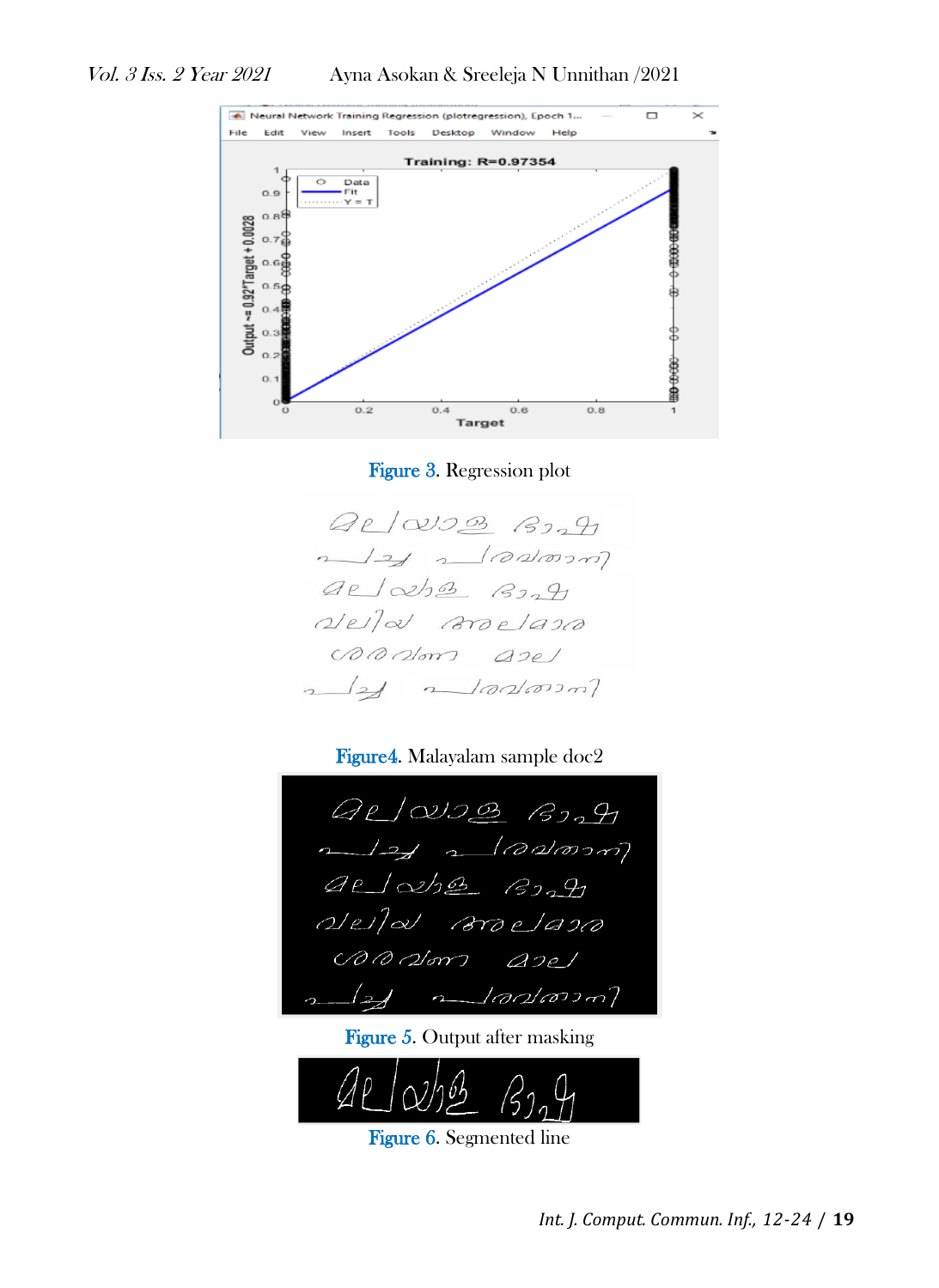Figure 3. Regression plot

Figure4. Malayalam sample doc2

Figure 5. Output after masking

Figure 6. Segmented line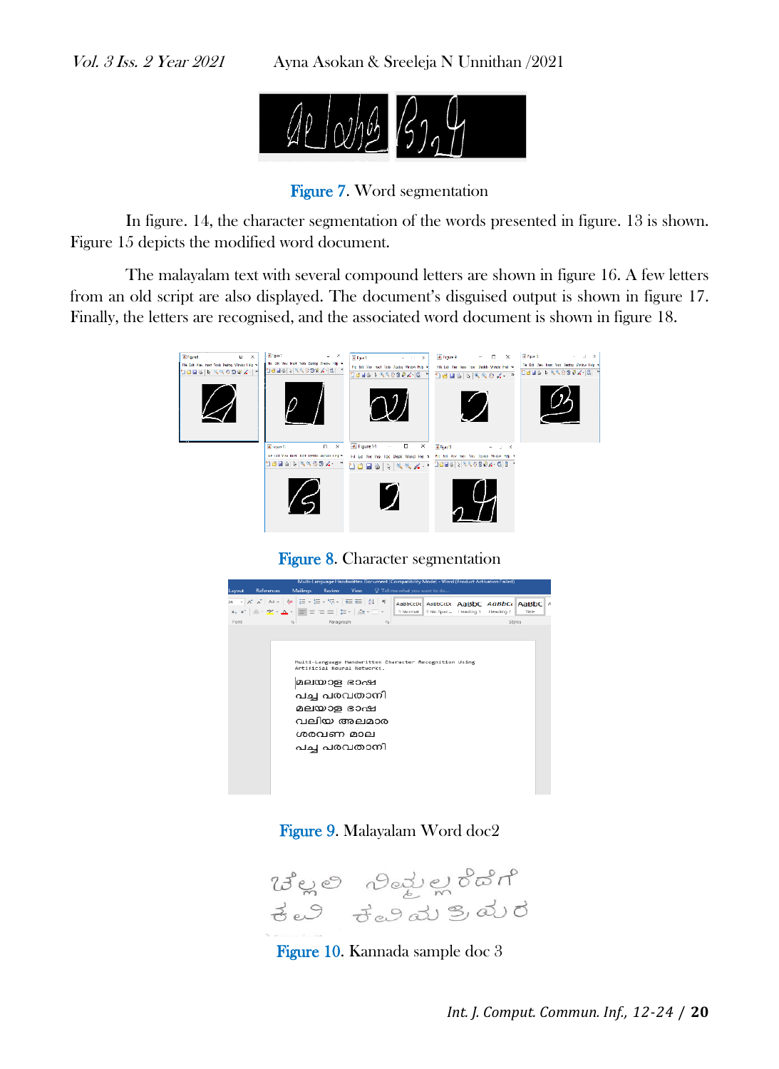Figure 7. Word segmentation

In figure. 14, the character segmentation of the words presented in figure. 13 is shown. Figure 15 depicts the modified word document.

The malayalam text with several compound letters are shown in figure 16. A few letters from an old script are also displayed. The document's disguised output is shown in figure 17. Finally, the letters are recognised, and the associated word document is shown in figure 18.

Figure 8. Character segmentation

Figure 9. Malayalam Word doc2

Figure 10. Kannada sample doc 3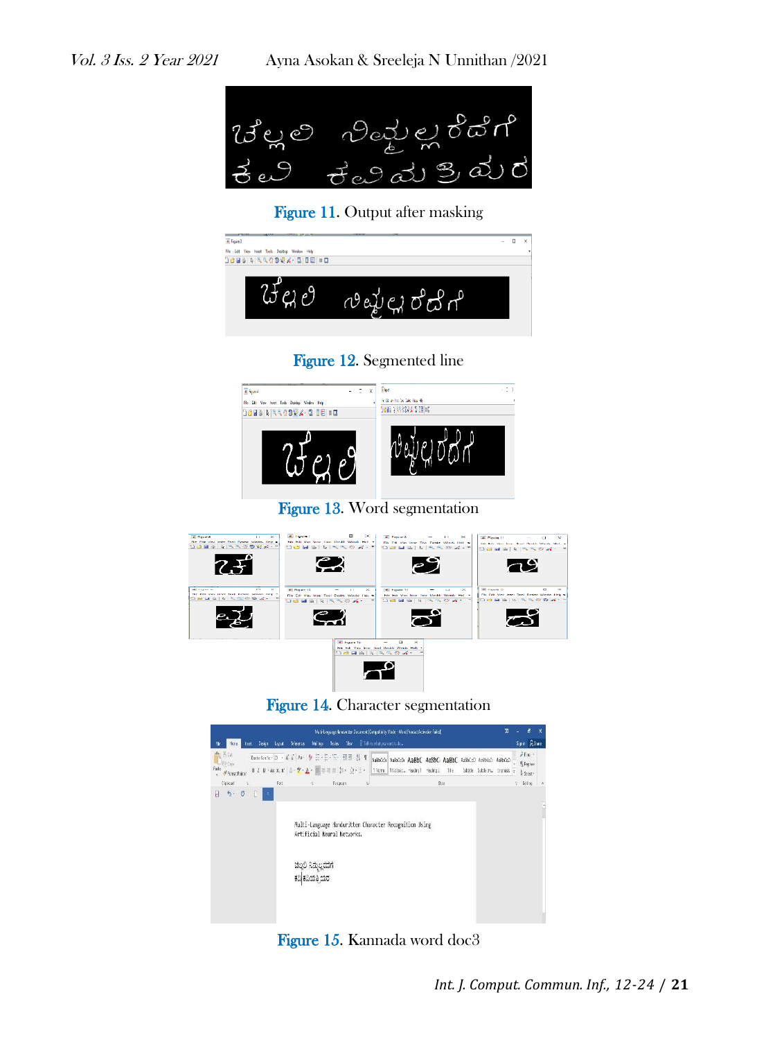Figure 11. Output after masking

Figure 12. Segmented line

Figure 13. Word segmentation

Figure 14. Character segmentation

Figure 15. Kannada word doc3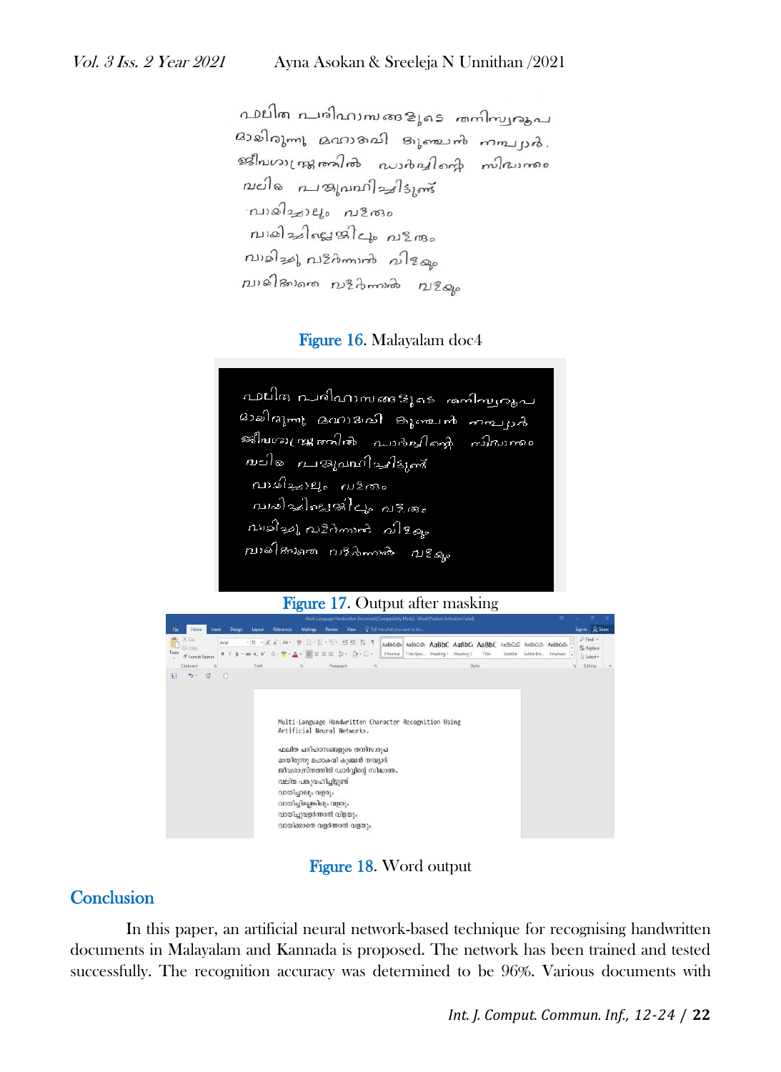Figure 16. Malayalam doc4

Figure 17. Output after masking

Figure 18. Word output

## Conclusion

In this paper, an artificial neural network-based technique for recognising handwritten documents in Malayalam and Kannada is proposed. The network has been trained and tested successfully. The recognition accuracy was determined to be 96%. Various documents with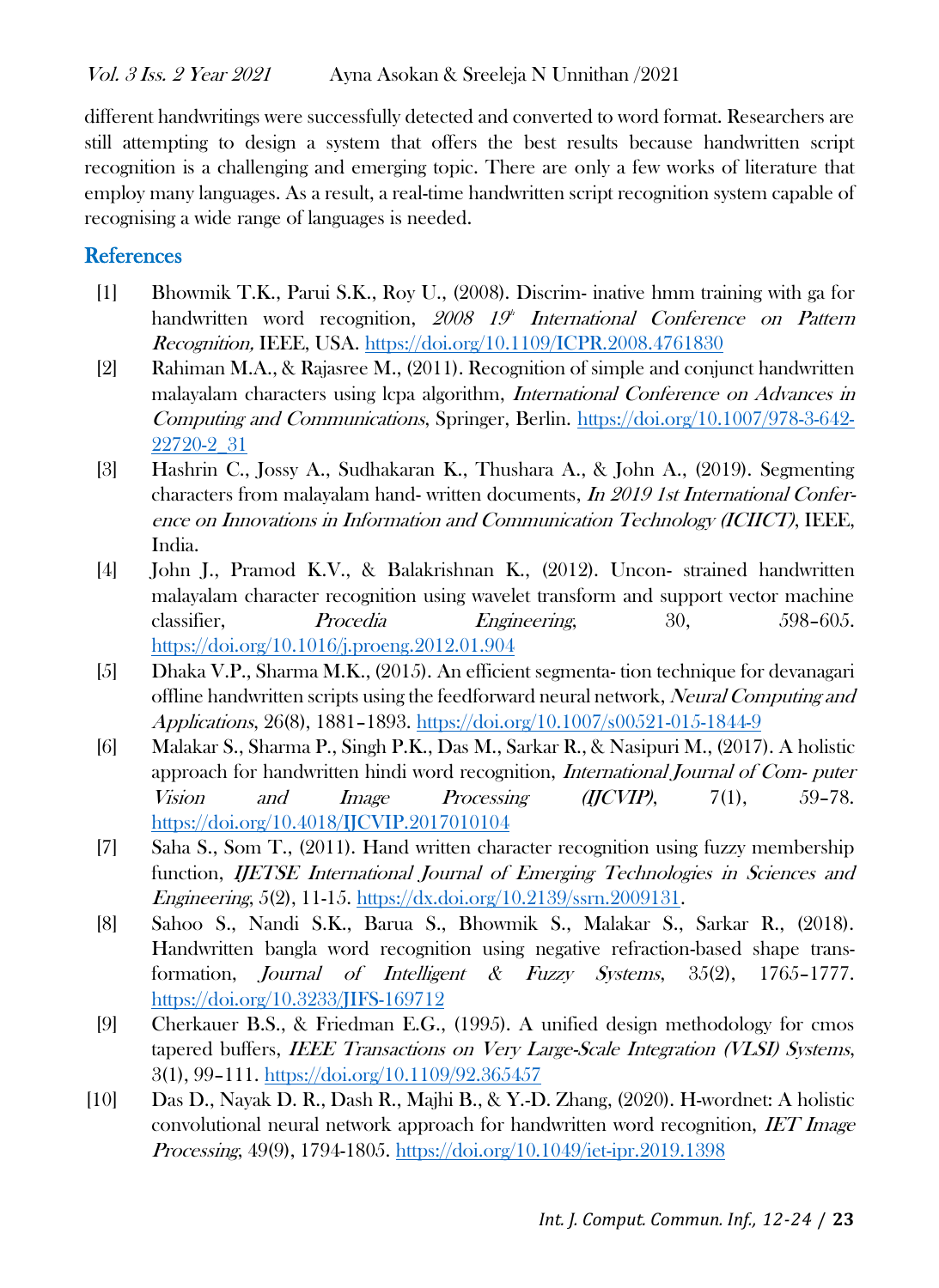different handwritings were successfully detected and converted to word format. Researchers are still attempting to design a system that offers the best results because handwritten script recognition is a challenging and emerging topic. There are only a few works of literature that employ many languages. As a result, a real-time handwritten script recognition system capable of recognising a wide range of languages is needed.

## References

[1] Bhowmik T.K., Parui S.K., Roy U., (2008). Discrim- inative hmm training with ga for handwritten word recognition, *2008 19th International Conference on Pattern Recognition,* IEEE, USA. https://doi.org/10.1109/ICPR.2008.4761830

[2] Rahiman M.A., & Rajasree M., (2011). Recognition of simple and conjunct handwritten malayalam characters using lcpa algorithm, *International Conference on Advances in Computing and Communications*, Springer, Berlin. https://doi.org/10.1007/978-3-642-22720-2_31

[3] Hashrin C., Jossy A., Sudhakaran K., Thushara A., & John A., (2019). Segmenting characters from malayalam hand- written documents, *In 2019 1st International Conference on Innovations in Information and Communication Technology (ICIICT)*, IEEE, India.

[4] John J., Pramod K.V., & Balakrishnan K., (2012). Uncon- strained handwritten malayalam character recognition using wavelet transform and support vector machine classifier, *Procedia Engineering*, 30, 598–605. https://doi.org/10.1016/j.proeng.2012.01.904

[5] Dhaka V.P., Sharma M.K., (2015). An efficient segmenta- tion technique for devanagari offline handwritten scripts using the feedforward neural network, *Neural Computing and Applications*, 26(8), 1881–1893. https://doi.org/10.1007/s00521-015-1844-9

[6] Malakar S., Sharma P., Singh P.K., Das M., Sarkar R., & Nasipuri M., (2017). A holistic approach for handwritten hindi word recognition, *International Journal of Com- puter Vision and Image Processing (IJCVIP)*, 7(1), 59–78. https://doi.org/10.4018/IJCVIP.2017010104

[7] Saha S., Som T., (2011). Hand written character recognition using fuzzy membership function, *IJETSE International Journal of Emerging Technologies in Sciences and Engineering*, 5(2), 11-15. https://dx.doi.org/10.2139/ssrn.2009131.

[8] Sahoo S., Nandi S.K., Barua S., Bhowmik S., Malakar S., Sarkar R., (2018). Handwritten bangla word recognition using negative refraction-based shape transformation, *Journal of Intelligent & Fuzzy Systems*, 35(2), 1765–1777. https://doi.org/10.3233/JIFS-169712

[9] Cherkauer B.S., & Friedman E.G., (1995). A unified design methodology for cmos tapered buffers, *IEEE Transactions on Very Large-Scale Integration (VLSI) Systems*, 3(1), 99–111. https://doi.org/10.1109/92.365457

[10] Das D., Nayak D. R., Dash R., Majhi B., & Y.-D. Zhang, (2020). H-wordnet: A holistic convolutional neural network approach for handwritten word recognition, *IET Image Processing*, 49(9), 1794-1805. https://doi.org/10.1049/iet-ipr.2019.1398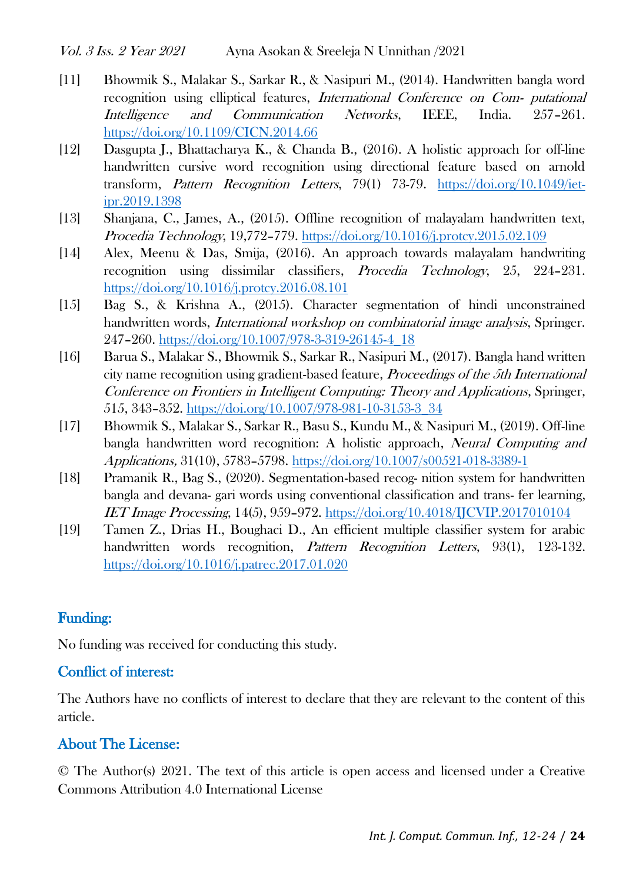[11] Bhowmik S., Malakar S., Sarkar R., & Nasipuri M., (2014). Handwritten bangla word recognition using elliptical features, *International Conference on Com- putational Intelligence and Communication Networks*, IEEE, India. 257–261. https://doi.org/10.1109/CICN.2014.66

[12] Dasgupta J., Bhattacharya K., & Chanda B., (2016). A holistic approach for off-line handwritten cursive word recognition using directional feature based on arnold transform, *Pattern Recognition Letters*, 79(1) 73-79. https://doi.org/10.1049/iet-ipr.2019.1398

[13] Shanjana, C., James, A., (2015). Offline recognition of malayalam handwritten text, *Procedia Technology*, 19,772–779. https://doi.org/10.1016/j.protcy.2015.02.109

[14] Alex, Meenu & Das, Smija, (2016). An approach towards malayalam handwriting recognition using dissimilar classifiers, *Procedia Technology*, 25, 224–231. https://doi.org/10.1016/j.protcy.2016.08.101

[15] Bag S., & Krishna A., (2015). Character segmentation of hindi unconstrained handwritten words, *International workshop on combinatorial image analysis*, Springer. 247–260. https://doi.org/10.1007/978-3-319-26145-4_18

[16] Barua S., Malakar S., Bhowmik S., Sarkar R., Nasipuri M., (2017). Bangla hand written city name recognition using gradient-based feature, *Proceedings of the 5th International Conference on Frontiers in Intelligent Computing: Theory and Applications*, Springer, 515, 343–352. https://doi.org/10.1007/978-981-10-3153-3_34

[17] Bhowmik S., Malakar S., Sarkar R., Basu S., Kundu M., & Nasipuri M., (2019). Off-line bangla handwritten word recognition: A holistic approach, *Neural Computing and Applications,* 31(10), 5783–5798. https://doi.org/10.1007/s00521-018-3389-1

[18] Pramanik R., Bag S., (2020). Segmentation-based recog- nition system for handwritten bangla and devana- gari words using conventional classification and trans- fer learning, *IET Image Processing*, 14(5), 959–972. https://doi.org/10.4018/IJCVIP.2017010104

[19] Tamen Z., Drias H., Boughaci D., An efficient multiple classifier system for arabic handwritten words recognition, *Pattern Recognition Letters*, 93(1), 123-132. https://doi.org/10.1016/j.patrec.2017.01.020

## Funding:

No funding was received for conducting this study.

## Conflict of interest:

The Authors have no conflicts of interest to declare that they are relevant to the content of this article.

## About The License:

© The Author(s) 2021. The text of this article is open access and licensed under a Creative Commons Attribution 4.0 International License